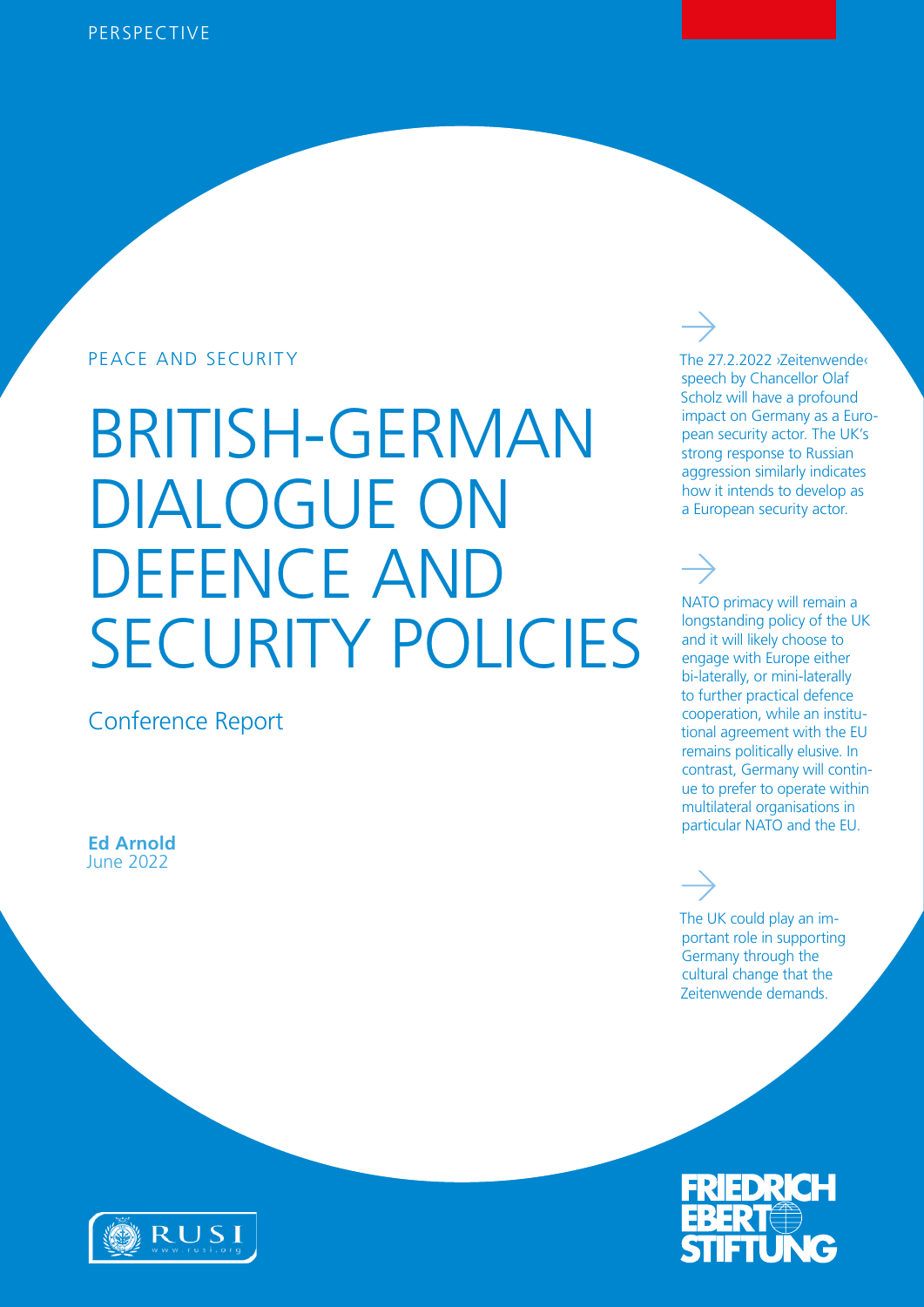PERSPECTIVE

PEACE AND SECURITY

# BRITISH-GERMAN DIALOGUE ON DEFENCE AND SECURITY POLICIES

## Conference Report

**Ed Arnold**
June 2022

→

The 27.2.2022 ›Zeitenwende‹ speech by Chancellor Olaf Scholz will have a profound impact on Germany as a European security actor. The UK's strong response to Russian aggression similarly indicates how it intends to develop as a European security actor.

→

NATO primacy will remain a longstanding policy of the UK and it will likely choose to engage with Europe either bi-laterally, or mini-laterally to further practical defence cooperation, while an institutional agreement with the EU remains politically elusive. In contrast, Germany will continue to prefer to operate within multilateral organisations in particular NATO and the EU.

→

The UK could play an important role in supporting Germany through the cultural change that the Zeitenwende demands.

RUSI
www.rusi.org

FRIEDRICH EBERT STIFTUNG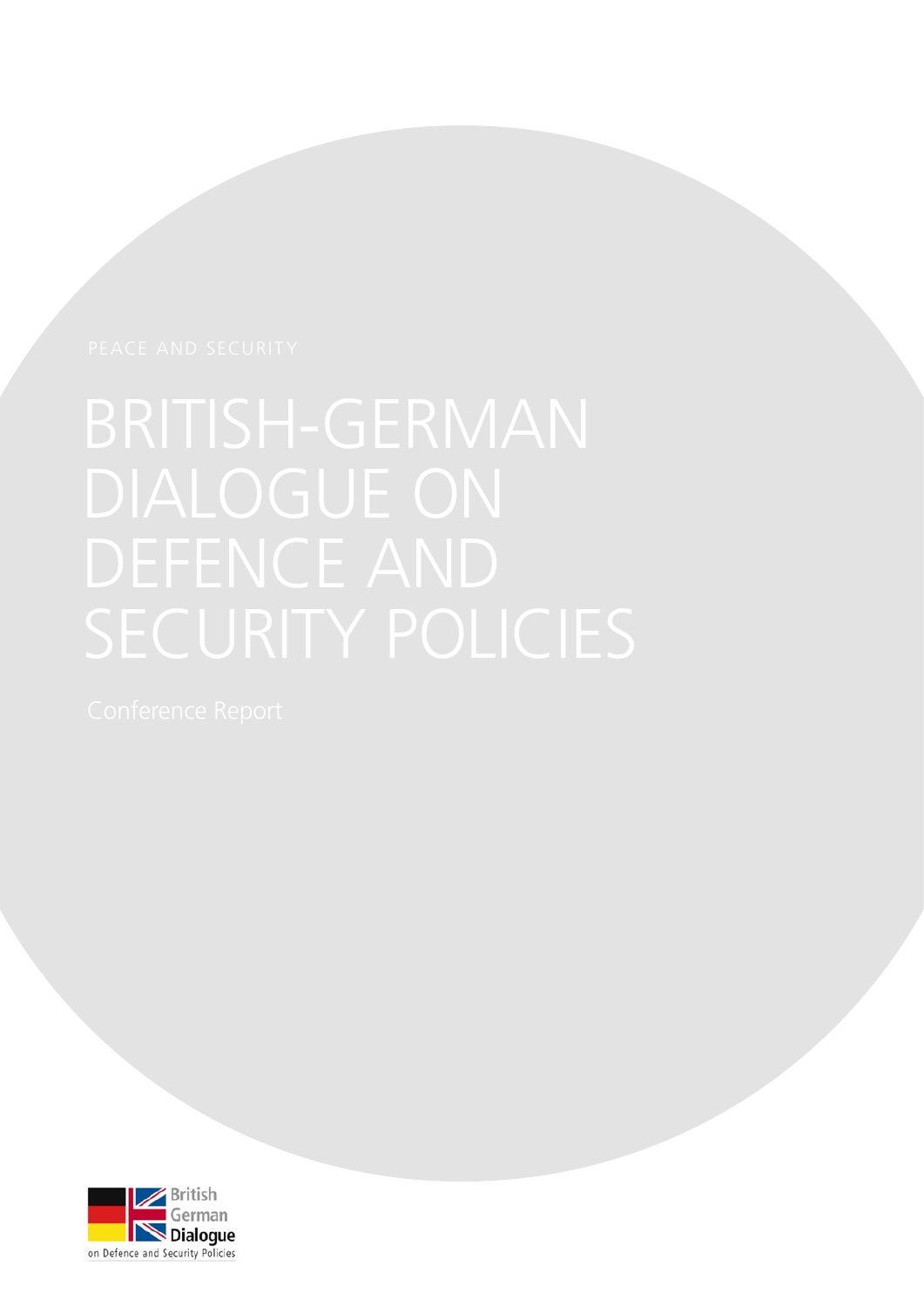PEACE AND SECURITY

# BRITISH-GERMAN DIALOGUE ON DEFENCE AND SECURITY POLICIES

Conference Report

British German Dialogue on Defence and Security Policies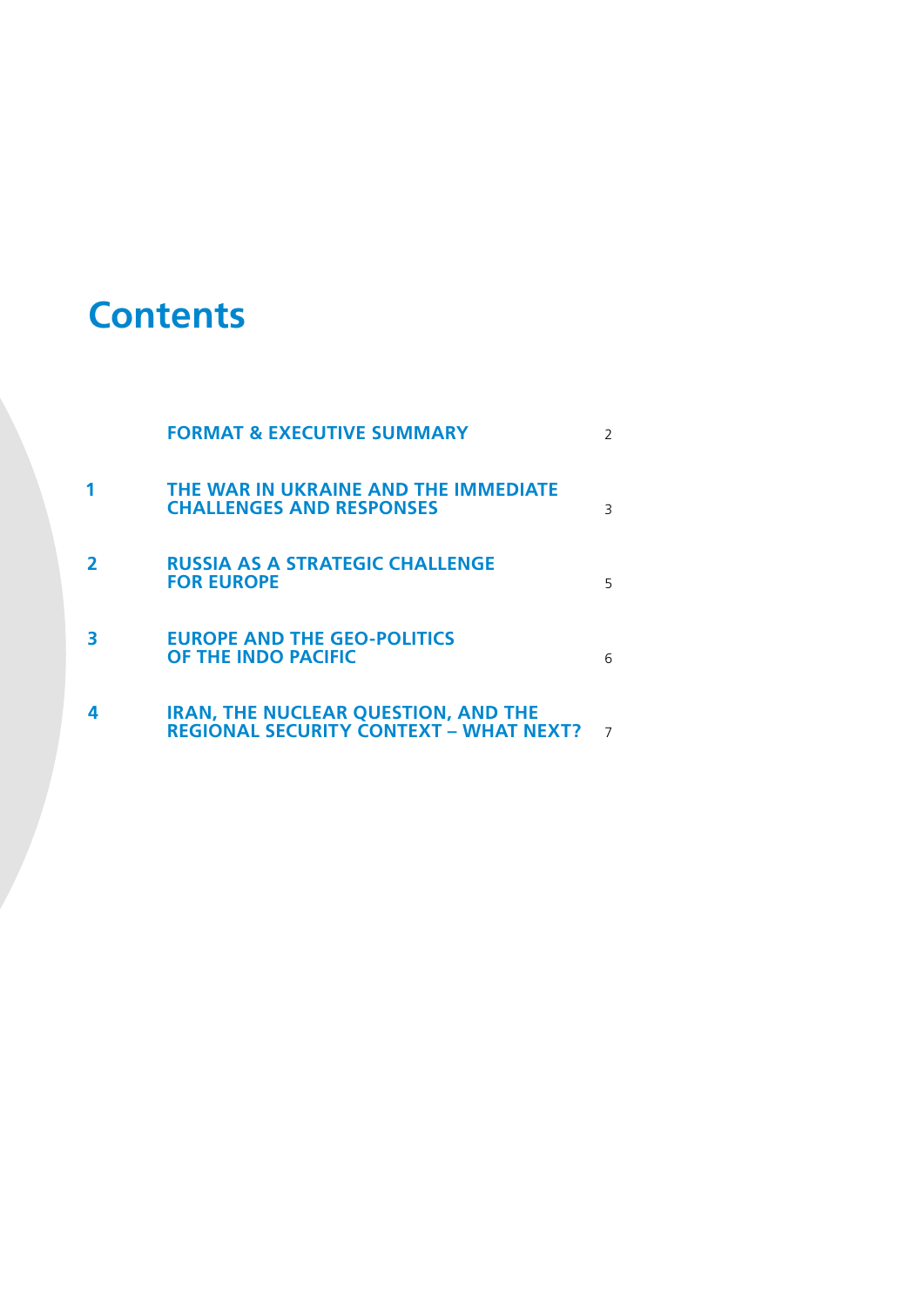# Contents

| | | |
|---|---|---|
| | FORMAT & EXECUTIVE SUMMARY | 2 |
| 1 | THE WAR IN UKRAINE AND THE IMMEDIATE CHALLENGES AND RESPONSES | 3 |
| 2 | RUSSIA AS A STRATEGIC CHALLENGE FOR EUROPE | 5 |
| 3 | EUROPE AND THE GEO-POLITICS OF THE INDO PACIFIC | 6 |
| 4 | IRAN, THE NUCLEAR QUESTION, AND THE REGIONAL SECURITY CONTEXT – WHAT NEXT? | 7 |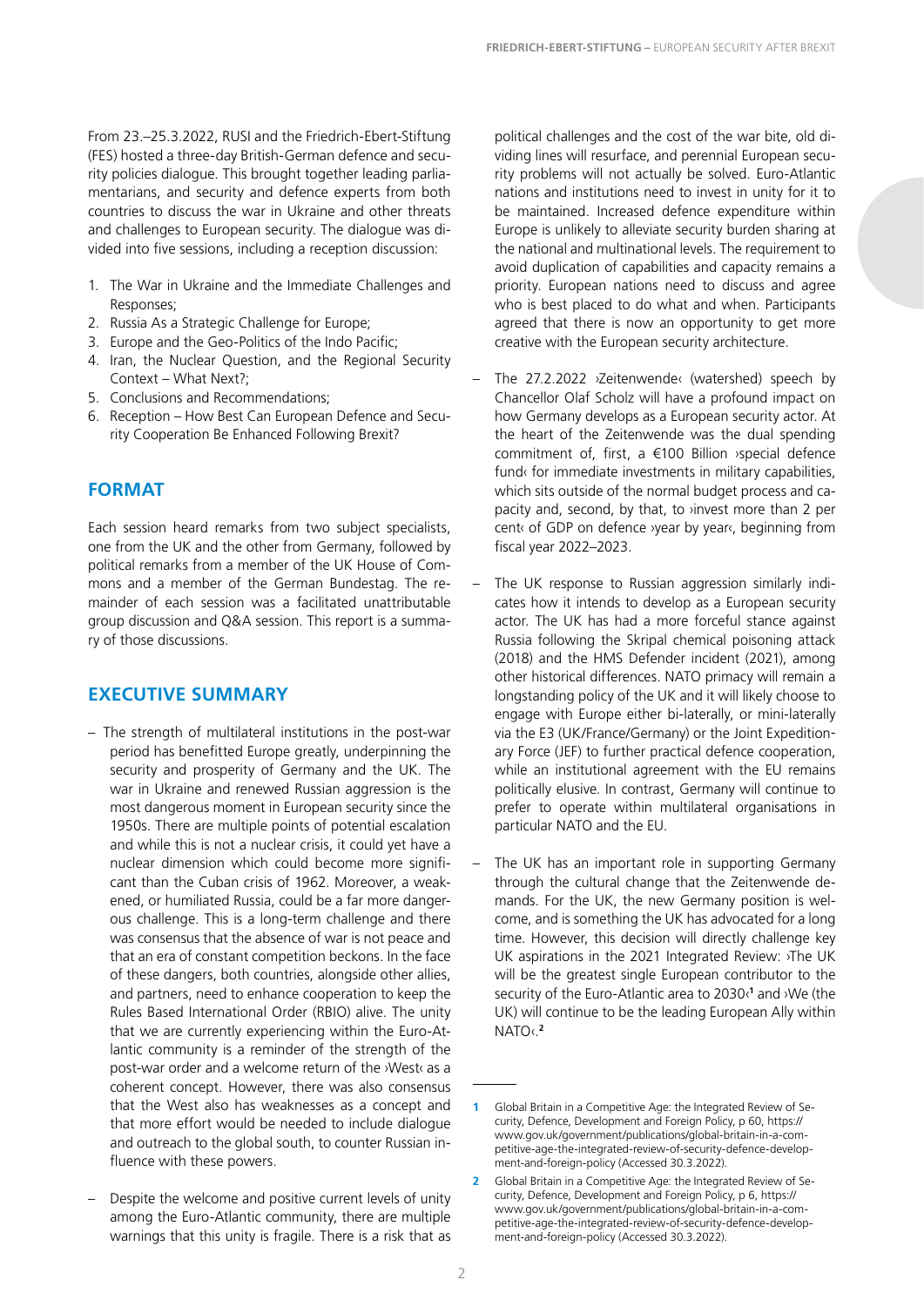From 23.–25.3.2022, RUSI and the Friedrich-Ebert-Stiftung (FES) hosted a three-day British-German defence and security policies dialogue. This brought together leading parliamentarians, and security and defence experts from both countries to discuss the war in Ukraine and other threats and challenges to European security. The dialogue was divided into five sessions, including a reception discussion:

1. The War in Ukraine and the Immediate Challenges and Responses;
2. Russia As a Strategic Challenge for Europe;
3. Europe and the Geo-Politics of the Indo Pacific;
4. Iran, the Nuclear Question, and the Regional Security Context – What Next?;
5. Conclusions and Recommendations;
6. Reception – How Best Can European Defence and Security Cooperation Be Enhanced Following Brexit?

## FORMAT

Each session heard remarks from two subject specialists, one from the UK and the other from Germany, followed by political remarks from a member of the UK House of Commons and a member of the German Bundestag. The remainder of each session was a facilitated unattributable group discussion and Q&A session. This report is a summary of those discussions.

## EXECUTIVE SUMMARY

– The strength of multilateral institutions in the post-war period has benefitted Europe greatly, underpinning the security and prosperity of Germany and the UK. The war in Ukraine and renewed Russian aggression is the most dangerous moment in European security since the 1950s. There are multiple points of potential escalation and while this is not a nuclear crisis, it could yet have a nuclear dimension which could become more significant than the Cuban crisis of 1962. Moreover, a weakened, or humiliated Russia, could be a far more dangerous challenge. This is a long-term challenge and there was consensus that the absence of war is not peace and that an era of constant competition beckons. In the face of these dangers, both countries, alongside other allies, and partners, need to enhance cooperation to keep the Rules Based International Order (RBIO) alive. The unity that we are currently experiencing within the Euro-Atlantic community is a reminder of the strength of the post-war order and a welcome return of the ›West‹ as a coherent concept. However, there was also consensus that the West also has weaknesses as a concept and that more effort would be needed to include dialogue and outreach to the global south, to counter Russian influence with these powers.

– Despite the welcome and positive current levels of unity among the Euro-Atlantic community, there are multiple warnings that this unity is fragile. There is a risk that as political challenges and the cost of the war bite, old dividing lines will resurface, and perennial European security problems will not actually be solved. Euro-Atlantic nations and institutions need to invest in unity for it to be maintained. Increased defence expenditure within Europe is unlikely to alleviate security burden sharing at the national and multinational levels. The requirement to avoid duplication of capabilities and capacity remains a priority. European nations need to discuss and agree who is best placed to do what and when. Participants agreed that there is now an opportunity to get more creative with the European security architecture.

– The 27.2.2022 ›Zeitenwende‹ (watershed) speech by Chancellor Olaf Scholz will have a profound impact on how Germany develops as a European security actor. At the heart of the Zeitenwende was the dual spending commitment of, first, a €100 Billion ›special defence fund‹ for immediate investments in military capabilities, which sits outside of the normal budget process and capacity and, second, by that, to ›invest more than 2 per cent‹ of GDP on defence ›year by year‹, beginning from fiscal year 2022–2023.

– The UK response to Russian aggression similarly indicates how it intends to develop as a European security actor. The UK has had a more forceful stance against Russia following the Skripal chemical poisoning attack (2018) and the HMS Defender incident (2021), among other historical differences. NATO primacy will remain a longstanding policy of the UK and it will likely choose to engage with Europe either bi-laterally, or mini-laterally via the E3 (UK/France/Germany) or the Joint Expeditionary Force (JEF) to further practical defence cooperation, while an institutional agreement with the EU remains politically elusive. In contrast, Germany will continue to prefer to operate within multilateral organisations in particular NATO and the EU.

– The UK has an important role in supporting Germany through the cultural change that the Zeitenwende demands. For the UK, the new Germany position is welcome, and is something the UK has advocated for a long time. However, this decision will directly challenge key UK aspirations in the 2021 Integrated Review: ›The UK will be the greatest single European contributor to the security of the Euro-Atlantic area to 2030‹[1] and ›We (the UK) will continue to be the leading European Ally within NATO‹.[2]

---

[1] Global Britain in a Competitive Age: the Integrated Review of Security, Defence, Development and Foreign Policy, p 60, https://www.gov.uk/government/publications/global-britain-in-a-competitive-age-the-integrated-review-of-security-defence-development-and-foreign-policy (Accessed 30.3.2022).

[2] Global Britain in a Competitive Age: the Integrated Review of Security, Defence, Development and Foreign Policy, p 6, https://www.gov.uk/government/publications/global-britain-in-a-competitive-age-the-integrated-review-of-security-defence-development-and-foreign-policy (Accessed 30.3.2022).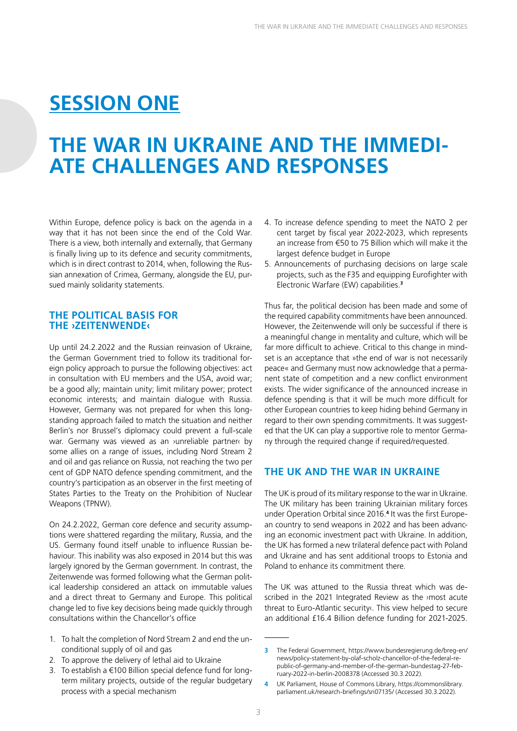# SESSION ONE

# THE WAR IN UKRAINE AND THE IMMEDIATE CHALLENGES AND RESPONSES

Within Europe, defence policy is back on the agenda in a way that it has not been since the end of the Cold War. There is a view, both internally and externally, that Germany is finally living up to its defence and security commitments, which is in direct contrast to 2014, when, following the Russian annexation of Crimea, Germany, alongside the EU, pursued mainly solidarity statements.

## THE POLITICAL BASIS FOR THE ›ZEITENWENDE‹

Up until 24.2.2022 and the Russian reinvasion of Ukraine, the German Government tried to follow its traditional foreign policy approach to pursue the following objectives: act in consultation with EU members and the USA, avoid war; be a good ally; maintain unity; limit military power; protect economic interests; and maintain dialogue with Russia. However, Germany was not prepared for when this longstanding approach failed to match the situation and neither Berlin's nor Brussel's diplomacy could prevent a full-scale war. Germany was viewed as an ›unreliable partner‹ by some allies on a range of issues, including Nord Stream 2 and oil and gas reliance on Russia, not reaching the two per cent of GDP NATO defence spending commitment, and the country's participation as an observer in the first meeting of States Parties to the Treaty on the Prohibition of Nuclear Weapons (TPNW).

On 24.2.2022, German core defence and security assumptions were shattered regarding the military, Russia, and the US. Germany found itself unable to influence Russian behaviour. This inability was also exposed in 2014 but this was largely ignored by the German government. In contrast, the Zeitenwende was formed following what the German political leadership considered an attack on immutable values and a direct threat to Germany and Europe. This political change led to five key decisions being made quickly through consultations within the Chancellor's office

1. To halt the completion of Nord Stream 2 and end the unconditional supply of oil and gas
2. To approve the delivery of lethal aid to Ukraine
3. To establish a €100 Billion special defence fund for long-term military projects, outside of the regular budgetary process with a special mechanism
4. To increase defence spending to meet the NATO 2 per cent target by fiscal year 2022-2023, which represents an increase from €50 to 75 Billion which will make it the largest defence budget in Europe
5. Announcements of purchasing decisions on large scale projects, such as the F35 and equipping Eurofighter with Electronic Warfare (EW) capabilities.[3]

Thus far, the political decision has been made and some of the required capability commitments have been announced. However, the Zeitenwende will only be successful if there is a meaningful change in mentality and culture, which will be far more difficult to achieve. Critical to this change in mindset is an acceptance that »the end of war is not necessarily peace« and Germany must now acknowledge that a permanent state of competition and a new conflict environment exists. The wider significance of the announced increase in defence spending is that it will be much more difficult for other European countries to keep hiding behind Germany in regard to their own spending commitments. It was suggested that the UK can play a supportive role to mentor Germany through the required change if required/requested.

## THE UK AND THE WAR IN UKRAINE

The UK is proud of its military response to the war in Ukraine. The UK military has been training Ukrainian military forces under Operation Orbital since 2016.[4] It was the first European country to send weapons in 2022 and has been advancing an economic investment pact with Ukraine. In addition, the UK has formed a new trilateral defence pact with Poland and Ukraine and has sent additional troops to Estonia and Poland to enhance its commitment there.

The UK was attuned to the Russia threat which was described in the 2021 Integrated Review as the ›most acute threat to Euro-Atlantic security‹. This view helped to secure an additional £16.4 Billion defence funding for 2021-2025.

---

3 The Federal Government, https://www.bundesregierung.de/breg-en/news/policy-statement-by-olaf-scholz-chancellor-of-the-federal-republic-of-germany-and-member-of-the-german-bundestag-27-february-2022-in-berlin-2008378 (Accessed 30.3.2022).

4 UK Parliament, House of Commons Library, https://commonslibrary.parliament.uk/research-briefings/sn07135/ (Accessed 30.3.2022).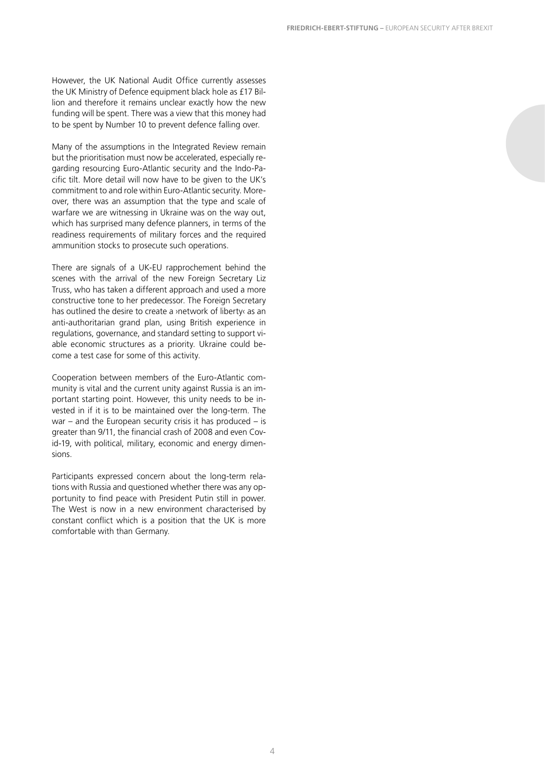However, the UK National Audit Office currently assesses the UK Ministry of Defence equipment black hole as £17 Billion and therefore it remains unclear exactly how the new funding will be spent. There was a view that this money had to be spent by Number 10 to prevent defence falling over.

Many of the assumptions in the Integrated Review remain but the prioritisation must now be accelerated, especially regarding resourcing Euro-Atlantic security and the Indo-Pacific tilt. More detail will now have to be given to the UK's commitment to and role within Euro-Atlantic security. Moreover, there was an assumption that the type and scale of warfare we are witnessing in Ukraine was on the way out, which has surprised many defence planners, in terms of the readiness requirements of military forces and the required ammunition stocks to prosecute such operations.

There are signals of a UK-EU rapprochement behind the scenes with the arrival of the new Foreign Secretary Liz Truss, who has taken a different approach and used a more constructive tone to her predecessor. The Foreign Secretary has outlined the desire to create a ›network of liberty‹ as an anti-authoritarian grand plan, using British experience in regulations, governance, and standard setting to support viable economic structures as a priority. Ukraine could become a test case for some of this activity.

Cooperation between members of the Euro-Atlantic community is vital and the current unity against Russia is an important starting point. However, this unity needs to be invested in if it is to be maintained over the long-term. The war – and the European security crisis it has produced – is greater than 9/11, the financial crash of 2008 and even Covid-19, with political, military, economic and energy dimensions.

Participants expressed concern about the long-term relations with Russia and questioned whether there was any opportunity to find peace with President Putin still in power. The West is now in a new environment characterised by constant conflict which is a position that the UK is more comfortable with than Germany.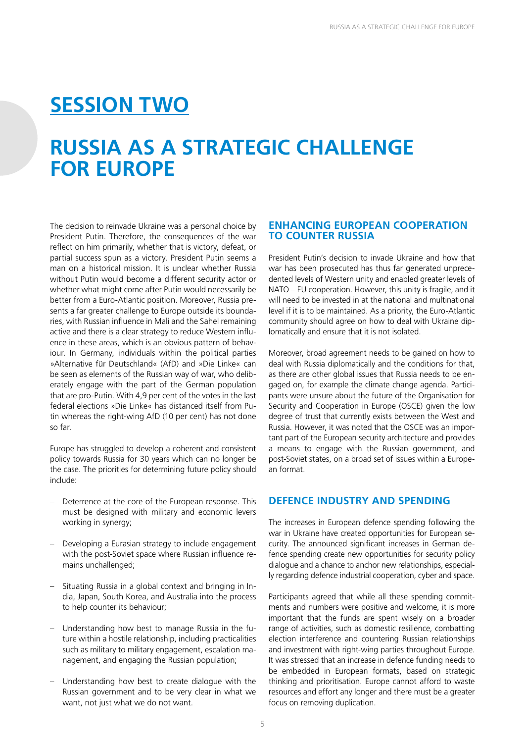# SESSION TWO

# RUSSIA AS A STRATEGIC CHALLENGE FOR EUROPE

The decision to reinvade Ukraine was a personal choice by President Putin. Therefore, the consequences of the war reflect on him primarily, whether that is victory, defeat, or partial success spun as a victory. President Putin seems a man on a historical mission. It is unclear whether Russia without Putin would become a different security actor or whether what might come after Putin would necessarily be better from a Euro-Atlantic position. Moreover, Russia presents a far greater challenge to Europe outside its boundaries, with Russian influence in Mali and the Sahel remaining active and there is a clear strategy to reduce Western influence in these areas, which is an obvious pattern of behaviour. In Germany, individuals within the political parties »Alternative für Deutschland« (AfD) and »Die Linke« can be seen as elements of the Russian way of war, who deliberately engage with the part of the German population that are pro-Putin. With 4,9 per cent of the votes in the last federal elections »Die Linke« has distanced itself from Putin whereas the right-wing AfD (10 per cent) has not done so far.

Europe has struggled to develop a coherent and consistent policy towards Russia for 30 years which can no longer be the case. The priorities for determining future policy should include:

- Deterrence at the core of the European response. This must be designed with military and economic levers working in synergy;
- Developing a Eurasian strategy to include engagement with the post-Soviet space where Russian influence remains unchallenged;
- Situating Russia in a global context and bringing in India, Japan, South Korea, and Australia into the process to help counter its behaviour;
- Understanding how best to manage Russia in the future within a hostile relationship, including practicalities such as military to military engagement, escalation management, and engaging the Russian population;
- Understanding how best to create dialogue with the Russian government and to be very clear in what we want, not just what we do not want.

## ENHANCING EUROPEAN COOPERATION TO COUNTER RUSSIA

President Putin's decision to invade Ukraine and how that war has been prosecuted has thus far generated unprecedented levels of Western unity and enabled greater levels of NATO – EU cooperation. However, this unity is fragile, and it will need to be invested in at the national and multinational level if it is to be maintained. As a priority, the Euro-Atlantic community should agree on how to deal with Ukraine diplomatically and ensure that it is not isolated.

Moreover, broad agreement needs to be gained on how to deal with Russia diplomatically and the conditions for that, as there are other global issues that Russia needs to be engaged on, for example the climate change agenda. Participants were unsure about the future of the Organisation for Security and Cooperation in Europe (OSCE) given the low degree of trust that currently exists between the West and Russia. However, it was noted that the OSCE was an important part of the European security architecture and provides a means to engage with the Russian government, and post-Soviet states, on a broad set of issues within a European format.

## DEFENCE INDUSTRY AND SPENDING

The increases in European defence spending following the war in Ukraine have created opportunities for European security. The announced significant increases in German defence spending create new opportunities for security policy dialogue and a chance to anchor new relationships, especially regarding defence industrial cooperation, cyber and space.

Participants agreed that while all these spending commitments and numbers were positive and welcome, it is more important that the funds are spent wisely on a broader range of activities, such as domestic resilience, combatting election interference and countering Russian relationships and investment with right-wing parties throughout Europe. It was stressed that an increase in defence funding needs to be embedded in European formats, based on strategic thinking and prioritisation. Europe cannot afford to waste resources and effort any longer and there must be a greater focus on removing duplication.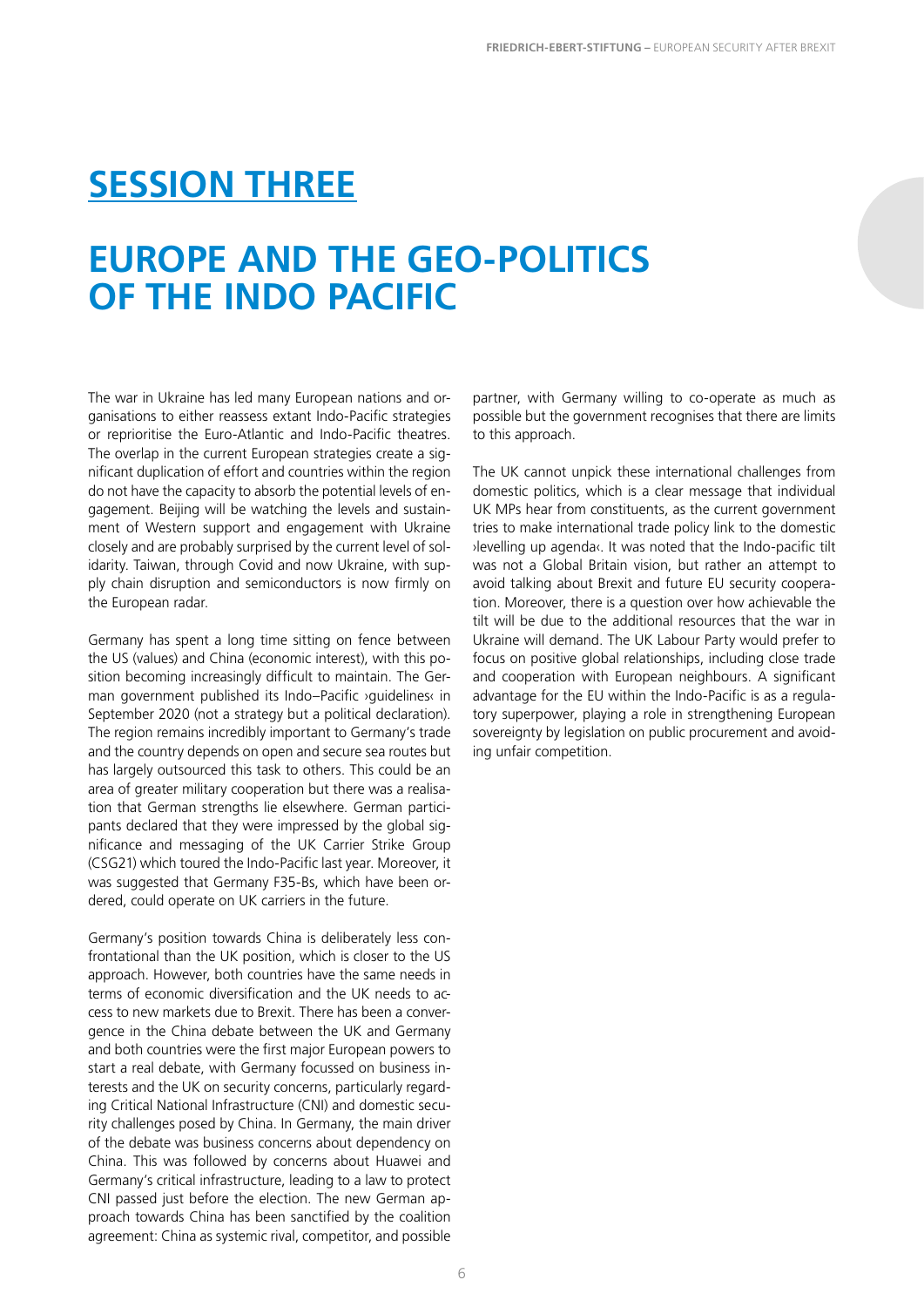# SESSION THREE

# EUROPE AND THE GEO-POLITICS OF THE INDO PACIFIC

The war in Ukraine has led many European nations and organisations to either reassess extant Indo-Pacific strategies or reprioritise the Euro-Atlantic and Indo-Pacific theatres. The overlap in the current European strategies create a significant duplication of effort and countries within the region do not have the capacity to absorb the potential levels of engagement. Beijing will be watching the levels and sustainment of Western support and engagement with Ukraine closely and are probably surprised by the current level of solidarity. Taiwan, through Covid and now Ukraine, with supply chain disruption and semiconductors is now firmly on the European radar.

Germany has spent a long time sitting on fence between the US (values) and China (economic interest), with this position becoming increasingly difficult to maintain. The German government published its Indo–Pacific ›guidelines‹ in September 2020 (not a strategy but a political declaration). The region remains incredibly important to Germany's trade and the country depends on open and secure sea routes but has largely outsourced this task to others. This could be an area of greater military cooperation but there was a realisation that German strengths lie elsewhere. German participants declared that they were impressed by the global significance and messaging of the UK Carrier Strike Group (CSG21) which toured the Indo-Pacific last year. Moreover, it was suggested that Germany F35-Bs, which have been ordered, could operate on UK carriers in the future.

Germany's position towards China is deliberately less confrontational than the UK position, which is closer to the US approach. However, both countries have the same needs in terms of economic diversification and the UK needs to access to new markets due to Brexit. There has been a convergence in the China debate between the UK and Germany and both countries were the first major European powers to start a real debate, with Germany focussed on business interests and the UK on security concerns, particularly regarding Critical National Infrastructure (CNI) and domestic security challenges posed by China. In Germany, the main driver of the debate was business concerns about dependency on China. This was followed by concerns about Huawei and Germany's critical infrastructure, leading to a law to protect CNI passed just before the election. The new German approach towards China has been sanctified by the coalition agreement: China as systemic rival, competitor, and possible partner, with Germany willing to co-operate as much as possible but the government recognises that there are limits to this approach.

The UK cannot unpick these international challenges from domestic politics, which is a clear message that individual UK MPs hear from constituents, as the current government tries to make international trade policy link to the domestic ›levelling up agenda‹. It was noted that the Indo-pacific tilt was not a Global Britain vision, but rather an attempt to avoid talking about Brexit and future EU security cooperation. Moreover, there is a question over how achievable the tilt will be due to the additional resources that the war in Ukraine will demand. The UK Labour Party would prefer to focus on positive global relationships, including close trade and cooperation with European neighbours. A significant advantage for the EU within the Indo-Pacific is as a regulatory superpower, playing a role in strengthening European sovereignty by legislation on public procurement and avoiding unfair competition.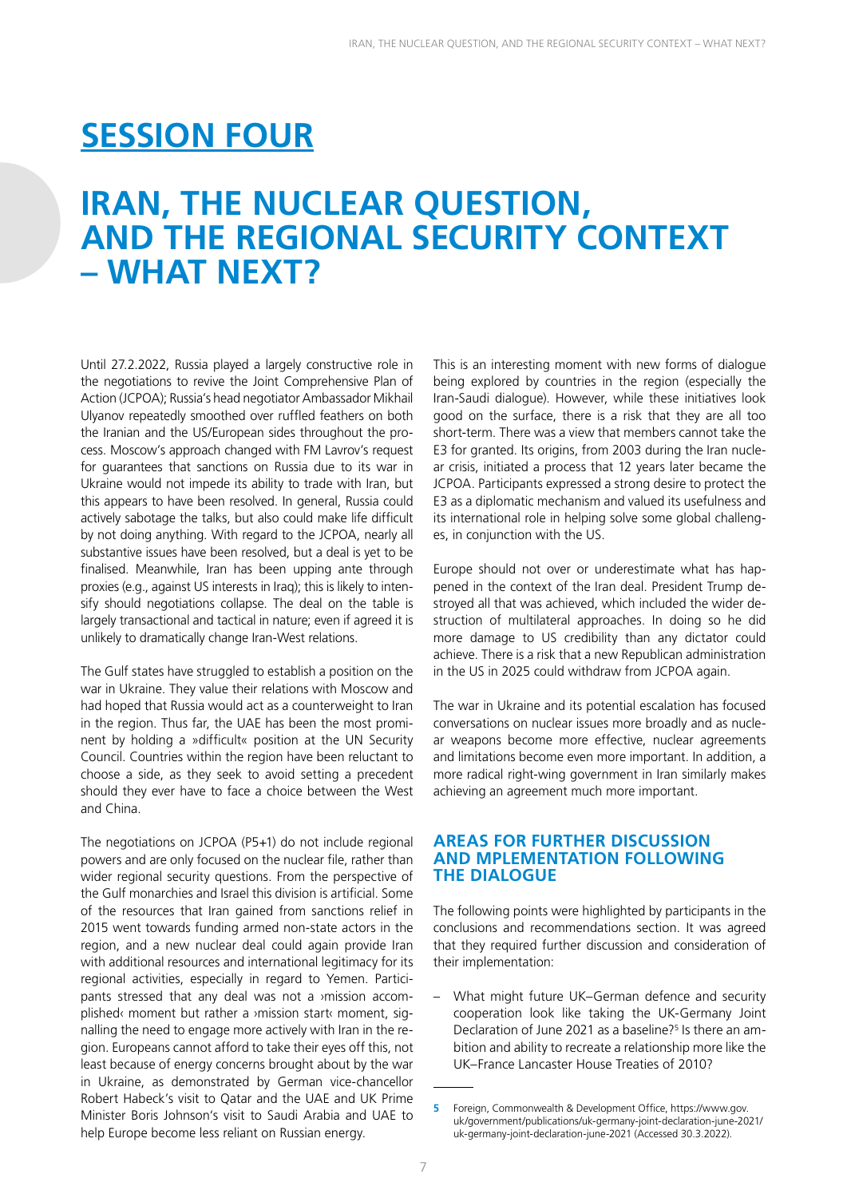# SESSION FOUR

# IRAN, THE NUCLEAR QUESTION, AND THE REGIONAL SECURITY CONTEXT – WHAT NEXT?

Until 27.2.2022, Russia played a largely constructive role in the negotiations to revive the Joint Comprehensive Plan of Action (JCPOA); Russia's head negotiator Ambassador Mikhail Ulyanov repeatedly smoothed over ruffled feathers on both the Iranian and the US/European sides throughout the process. Moscow's approach changed with FM Lavrov's request for guarantees that sanctions on Russia due to its war in Ukraine would not impede its ability to trade with Iran, but this appears to have been resolved. In general, Russia could actively sabotage the talks, but also could make life difficult by not doing anything. With regard to the JCPOA, nearly all substantive issues have been resolved, but a deal is yet to be finalised. Meanwhile, Iran has been upping ante through proxies (e.g., against US interests in Iraq); this is likely to intensify should negotiations collapse. The deal on the table is largely transactional and tactical in nature; even if agreed it is unlikely to dramatically change Iran-West relations.

The Gulf states have struggled to establish a position on the war in Ukraine. They value their relations with Moscow and had hoped that Russia would act as a counterweight to Iran in the region. Thus far, the UAE has been the most prominent by holding a »difficult« position at the UN Security Council. Countries within the region have been reluctant to choose a side, as they seek to avoid setting a precedent should they ever have to face a choice between the West and China.

The negotiations on JCPOA (P5+1) do not include regional powers and are only focused on the nuclear file, rather than wider regional security questions. From the perspective of the Gulf monarchies and Israel this division is artificial. Some of the resources that Iran gained from sanctions relief in 2015 went towards funding armed non-state actors in the region, and a new nuclear deal could again provide Iran with additional resources and international legitimacy for its regional activities, especially in regard to Yemen. Participants stressed that any deal was not a ›mission accomplished‹ moment but rather a ›mission start‹ moment, signalling the need to engage more actively with Iran in the region. Europeans cannot afford to take their eyes off this, not least because of energy concerns brought about by the war in Ukraine, as demonstrated by German vice-chancellor Robert Habeck's visit to Qatar and the UAE and UK Prime Minister Boris Johnson's visit to Saudi Arabia and UAE to help Europe become less reliant on Russian energy.

This is an interesting moment with new forms of dialogue being explored by countries in the region (especially the Iran-Saudi dialogue). However, while these initiatives look good on the surface, there is a risk that they are all too short-term. There was a view that members cannot take the E3 for granted. Its origins, from 2003 during the Iran nuclear crisis, initiated a process that 12 years later became the JCPOA. Participants expressed a strong desire to protect the E3 as a diplomatic mechanism and valued its usefulness and its international role in helping solve some global challenges, in conjunction with the US.

Europe should not over or underestimate what has happened in the context of the Iran deal. President Trump destroyed all that was achieved, which included the wider destruction of multilateral approaches. In doing so he did more damage to US credibility than any dictator could achieve. There is a risk that a new Republican administration in the US in 2025 could withdraw from JCPOA again.

The war in Ukraine and its potential escalation has focused conversations on nuclear issues more broadly and as nuclear weapons become more effective, nuclear agreements and limitations become even more important. In addition, a more radical right-wing government in Iran similarly makes achieving an agreement much more important.

## AREAS FOR FURTHER DISCUSSION AND MPLEMENTATION FOLLOWING THE DIALOGUE

The following points were highlighted by participants in the conclusions and recommendations section. It was agreed that they required further discussion and consideration of their implementation:

– What might future UK–German defence and security cooperation look like taking the UK-Germany Joint Declaration of June 2021 as a baseline?[5] Is there an ambition and ability to recreate a relationship more like the UK–France Lancaster House Treaties of 2010?

---

5 Foreign, Commonwealth & Development Office, https://www.gov.uk/government/publications/uk-germany-joint-declaration-june-2021/uk-germany-joint-declaration-june-2021 (Accessed 30.3.2022).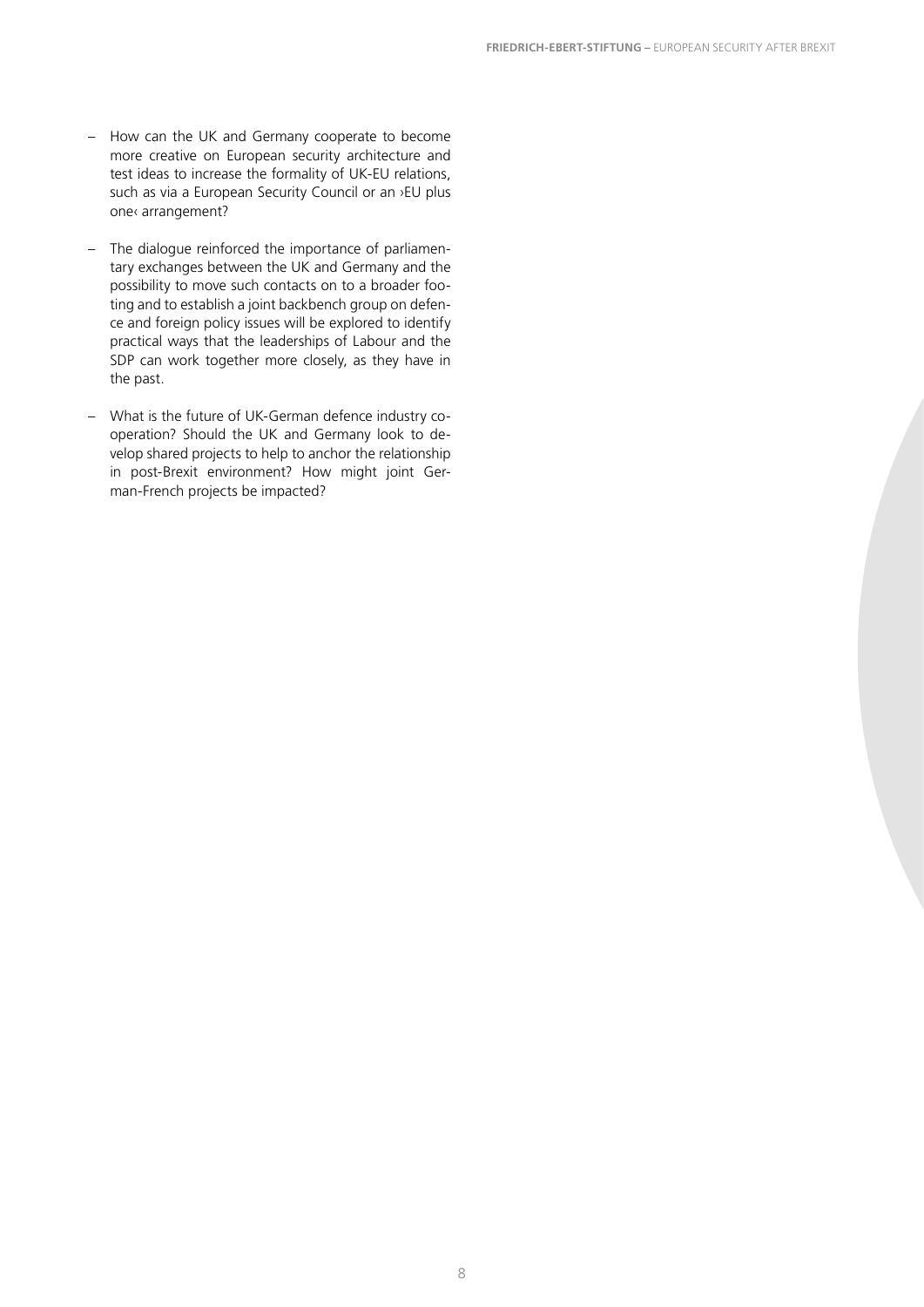- How can the UK and Germany cooperate to become more creative on European security architecture and test ideas to increase the formality of UK-EU relations, such as via a European Security Council or an ›EU plus one‹ arrangement?

- The dialogue reinforced the importance of parliamentary exchanges between the UK and Germany and the possibility to move such contacts on to a broader footing and to establish a joint backbench group on defence and foreign policy issues will be explored to identify practical ways that the leaderships of Labour and the SDP can work together more closely, as they have in the past.

- What is the future of UK-German defence industry cooperation? Should the UK and Germany look to develop shared projects to help to anchor the relationship in post-Brexit environment? How might joint German-French projects be impacted?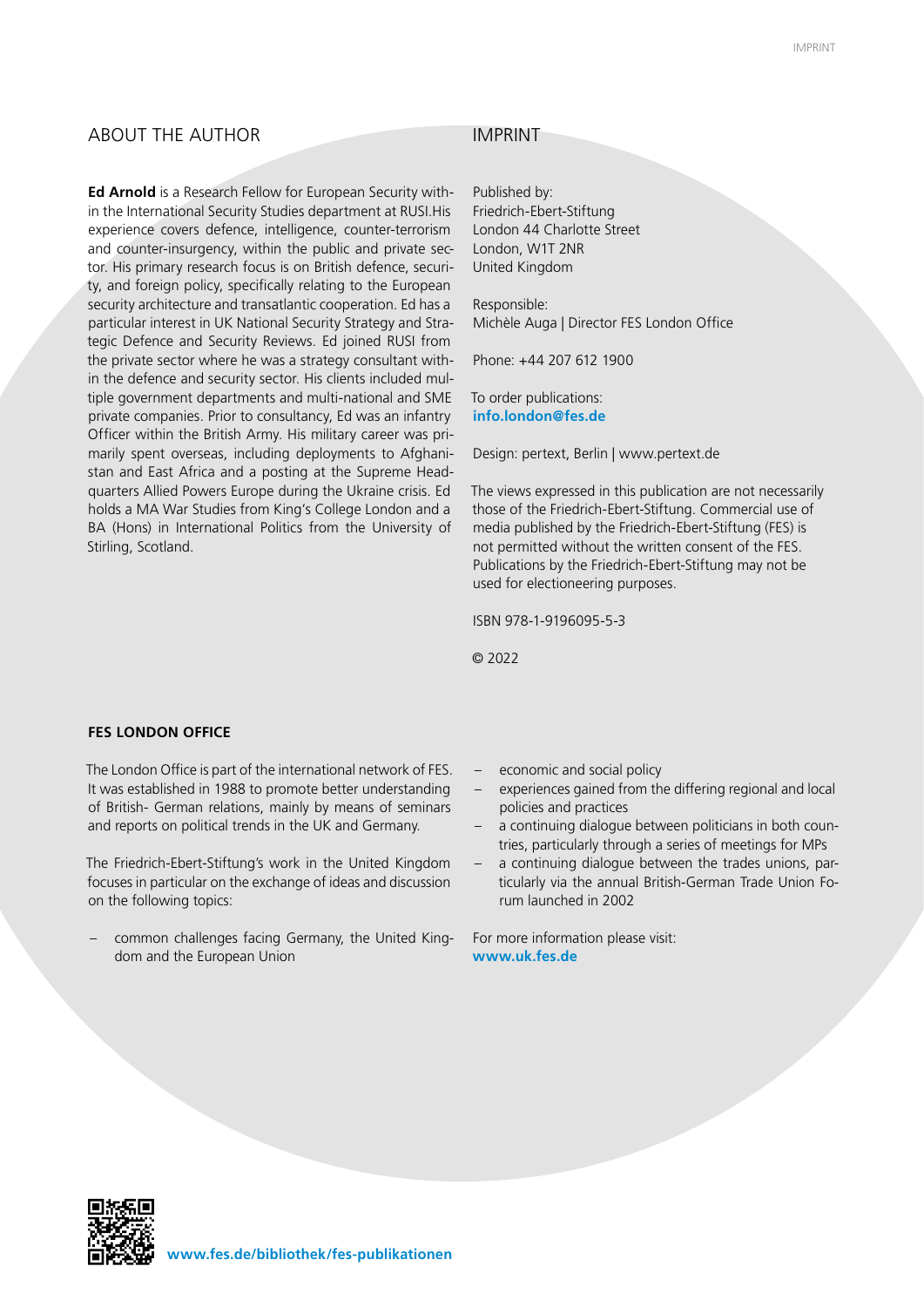## ABOUT THE AUTHOR

**Ed Arnold** is a Research Fellow for European Security within the International Security Studies department at RUSI.His experience covers defence, intelligence, counter-terrorism and counter-insurgency, within the public and private sector. His primary research focus is on British defence, security, and foreign policy, specifically relating to the European security architecture and transatlantic cooperation. Ed has a particular interest in UK National Security Strategy and Strategic Defence and Security Reviews. Ed joined RUSI from the private sector where he was a strategy consultant within the defence and security sector. His clients included multiple government departments and multi-national and SME private companies. Prior to consultancy, Ed was an infantry Officer within the British Army. His military career was primarily spent overseas, including deployments to Afghanistan and East Africa and a posting at the Supreme Headquarters Allied Powers Europe during the Ukraine crisis. Ed holds a MA War Studies from King's College London and a BA (Hons) in International Politics from the University of Stirling, Scotland.

## IMPRINT

Published by:
Friedrich-Ebert-Stiftung
London 44 Charlotte Street
London, W1T 2NR
United Kingdom

Responsible:
Michèle Auga | Director FES London Office

Phone: +44 207 612 1900

To order publications:
**info.london@fes.de**

Design: pertext, Berlin | www.pertext.de

The views expressed in this publication are not necessarily those of the Friedrich-Ebert-Stiftung. Commercial use of media published by the Friedrich-Ebert-Stiftung (FES) is not permitted without the written consent of the FES. Publications by the Friedrich-Ebert-Stiftung may not be used for electioneering purposes.

ISBN 978-1-9196095-5-3

© 2022

**FES LONDON OFFICE**

The London Office is part of the international network of FES. It was established in 1988 to promote better understanding of British- German relations, mainly by means of seminars and reports on political trends in the UK and Germany.

The Friedrich-Ebert-Stiftung's work in the United Kingdom focuses in particular on the exchange of ideas and discussion on the following topics:

- common challenges facing Germany, the United Kingdom and the European Union
- economic and social policy
- experiences gained from the differing regional and local policies and practices
- a continuing dialogue between politicians in both countries, particularly through a series of meetings for MPs
- a continuing dialogue between the trades unions, particularly via the annual British-German Trade Union Forum launched in 2002

For more information please visit:
**www.uk.fes.de**

**www.fes.de/bibliothek/fes-publikationen**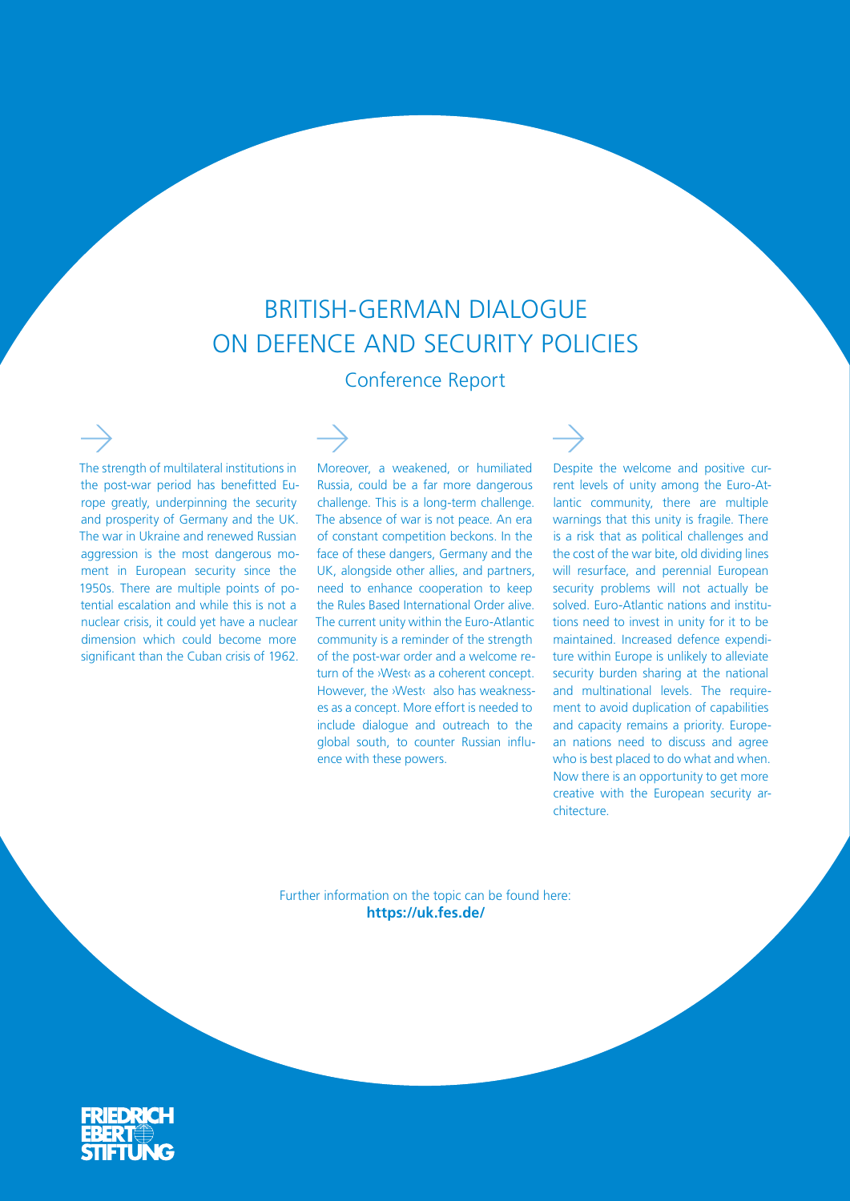# BRITISH-GERMAN DIALOGUE ON DEFENCE AND SECURITY POLICIES

Conference Report

→

The strength of multilateral institutions in the post-war period has benefitted Europe greatly, underpinning the security and prosperity of Germany and the UK. The war in Ukraine and renewed Russian aggression is the most dangerous moment in European security since the 1950s. There are multiple points of potential escalation and while this is not a nuclear crisis, it could yet have a nuclear dimension which could become more significant than the Cuban crisis of 1962.

→

Moreover, a weakened, or humiliated Russia, could be a far more dangerous challenge. This is a long-term challenge. The absence of war is not peace. An era of constant competition beckons. In the face of these dangers, Germany and the UK, alongside other allies, and partners, need to enhance cooperation to keep the Rules Based International Order alive. The current unity within the Euro-Atlantic community is a reminder of the strength of the post-war order and a welcome return of the ›West‹ as a coherent concept. However, the ›West‹ also has weaknesses as a concept. More effort is needed to include dialogue and outreach to the global south, to counter Russian influence with these powers.

→

Despite the welcome and positive current levels of unity among the Euro-Atlantic community, there are multiple warnings that this unity is fragile. There is a risk that as political challenges and the cost of the war bite, old dividing lines will resurface, and perennial European security problems will not actually be solved. Euro-Atlantic nations and institutions need to invest in unity for it to be maintained. Increased defence expenditure within Europe is unlikely to alleviate security burden sharing at the national and multinational levels. The requirement to avoid duplication of capabilities and capacity remains a priority. European nations need to discuss and agree who is best placed to do what and when. Now there is an opportunity to get more creative with the European security architecture.

Further information on the topic can be found here:
**https://uk.fes.de/**

FRIEDRICH EBERT STIFTUNG